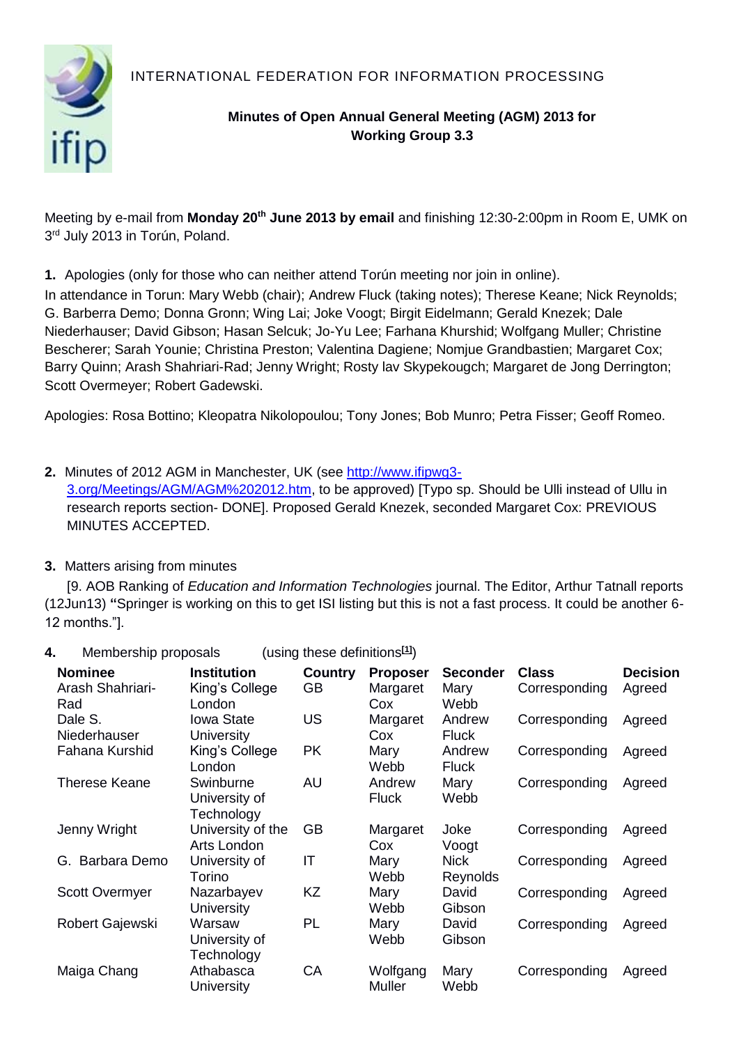INTERNATIONAL FEDERATION FOR INFORMATION PROCESSING

**Minutes of Open Annual General Meeting (AGM) 2013 for Working Group 3.3**

Meeting by e-mail from **Monday 20th June 2013 by email** and finishing 12:30-2:00pm in Room E, UMK on 3rd July 2013 in Torún, Poland.

**1.** Apologies (only for those who can neither attend Torún meeting nor join in online).

In attendance in Torun: Mary Webb (chair); Andrew Fluck (taking notes); Therese Keane; Nick Reynolds; G. Barberra Demo; Donna Gronn; Wing Lai; Joke Voogt; Birgit Eidelmann; Gerald Knezek; Dale Niederhauser; David Gibson; Hasan Selcuk; Jo-Yu Lee; Farhana Khurshid; Wolfgang Muller; Christine Bescherer; Sarah Younie; Christina Preston; Valentina Dagiene; Nomjue Grandbastien; Margaret Cox; Barry Quinn; Arash Shahriari-Rad; Jenny Wright; Rosty lav Skypekougch; Margaret de Jong Derrington; Scott Overmeyer; Robert Gadewski.

Apologies: Rosa Bottino; Kleopatra Nikolopoulou; Tony Jones; Bob Munro; Petra Fisser; Geoff Romeo.

**2.** Minutes of 2012 AGM in Manchester, UK (see http://www.ifipwg3-3.org/Meetings/AGM/AGM%202012.htm, to be approved) [Typo sp. Should be Ulli instead of Ullu in research reports section- DONE]. Proposed Gerald Knezek, seconded Margaret Cox: PREVIOUS MINUTES ACCEPTED.

**3.** Matters arising from minutes

[9. AOB Ranking of *Education and Information Technologies* journal. The Editor, Arthur Tatnall reports (12Jun13) **"**Springer is working on this to get ISI listing but this is not a fast process. It could be another 6-12 months."].

**4.** Membership proposals (using these definitions[1])

| Nominee | Institution | Country | Proposer | Seconder | Class | Decision |
|---|---|---|---|---|---|---|
| Arash Shahriari-Rad | King's College London | GB | Margaret Cox | Mary Webb | Corresponding | Agreed |
| Dale S. Niederhauser | Iowa State University | US | Margaret Cox | Andrew Fluck | Corresponding | Agreed |
| Fahana Kurshid | King's College London | PK | Mary Webb | Andrew Fluck | Corresponding | Agreed |
| Therese Keane | Swinburne University of Technology | AU | Andrew Fluck | Mary Webb | Corresponding | Agreed |
| Jenny Wright | University of the Arts London | GB | Margaret Cox | Joke Voogt | Corresponding | Agreed |
| G. Barbara Demo | University of Torino | IT | Mary Webb | Nick Reynolds | Corresponding | Agreed |
| Scott Overmyer | Nazarbayev University | KZ | Mary Webb | David Gibson | Corresponding | Agreed |
| Robert Gajewski | Warsaw University of Technology | PL | Mary Webb | David Gibson | Corresponding | Agreed |
| Maiga Chang | Athabasca University | CA | Wolfgang Muller | Mary Webb | Corresponding | Agreed |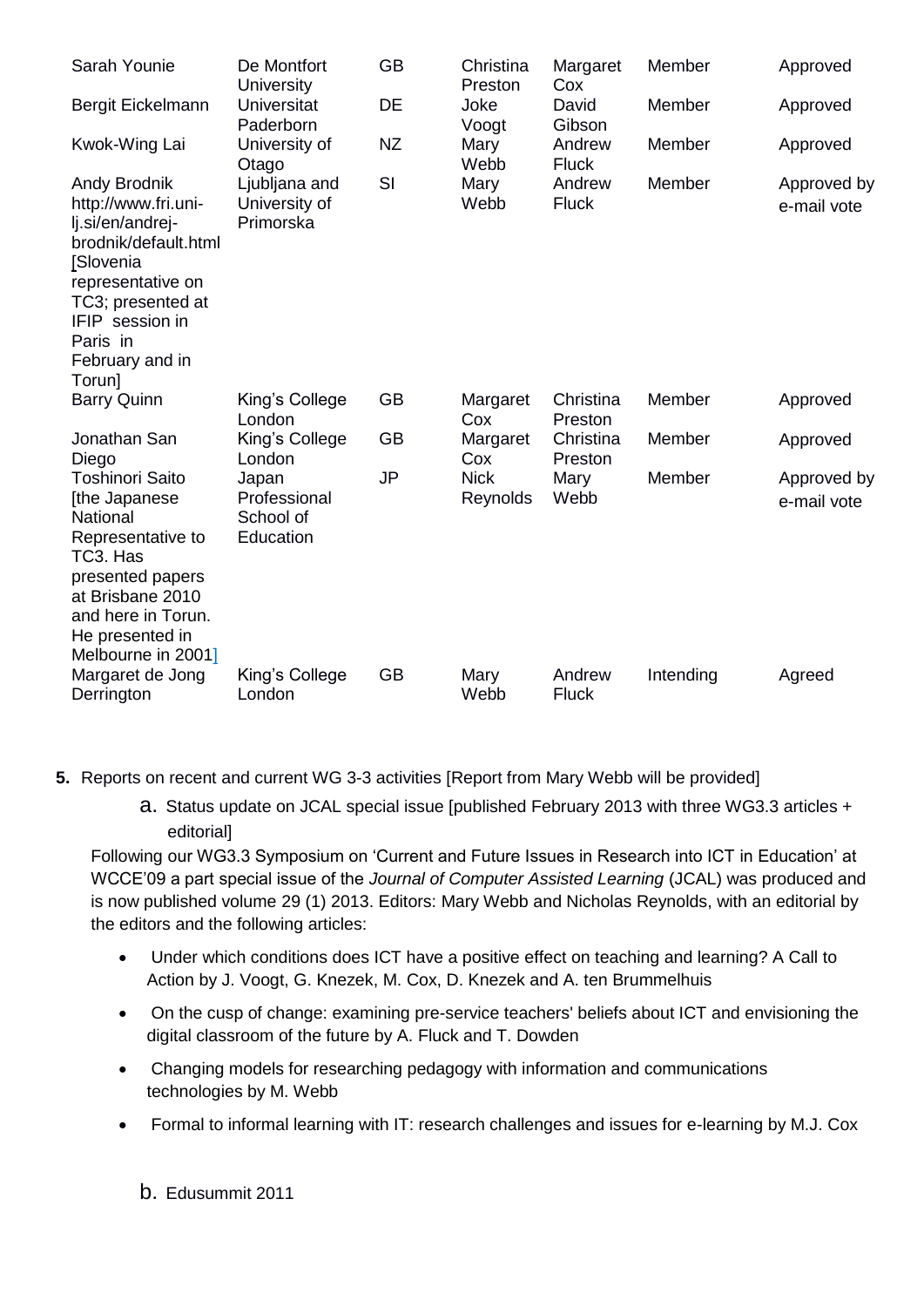| | | | | | | |
|---|---|---|---|---|---|---|
| Sarah Younie | De Montfort University | GB | Christina Preston | Margaret Cox | Member | Approved |
| Bergit Eickelmann | Universitat Paderborn | DE | Joke Voogt | David Gibson | Member | Approved |
| Kwok-Wing Lai | University of Otago | NZ | Mary Webb | Andrew Fluck | Member | Approved |
| Andy Brodnik http://www.fri.uni-lj.si/en/andrej-brodnik/default.html [Slovenia representative on TC3; presented at IFIP session in Paris in February and in Torun] | Ljubljana and University of Primorska | SI | Mary Webb | Andrew Fluck | Member | Approved by e-mail vote |
| Barry Quinn | King's College London | GB | Margaret Cox | Christina Preston | Member | Approved |
| Jonathan San Diego | King's College London | GB | Margaret Cox | Christina Preston | Member | Approved |
| Toshinori Saito [the Japanese National Representative to TC3. Has presented papers at Brisbane 2010 and here in Torun. He presented in Melbourne in 2001] | Japan Professional School of Education | JP | Nick Reynolds | Mary Webb | Member | Approved by e-mail vote |
| Margaret de Jong Derrington | King's College London | GB | Mary Webb | Andrew Fluck | Intending | Agreed |

**5.** Reports on recent and current WG 3-3 activities [Report from Mary Webb will be provided]

a. Status update on JCAL special issue [published February 2013 with three WG3.3 articles + editorial]

Following our WG3.3 Symposium on 'Current and Future Issues in Research into ICT in Education' at WCCE'09 a part special issue of the *Journal of Computer Assisted Learning* (JCAL) was produced and is now published volume 29 (1) 2013. Editors: Mary Webb and Nicholas Reynolds, with an editorial by the editors and the following articles:

- Under which conditions does ICT have a positive effect on teaching and learning? A Call to Action by J. Voogt, G. Knezek, M. Cox, D. Knezek and A. ten Brummelhuis
- On the cusp of change: examining pre-service teachers' beliefs about ICT and envisioning the digital classroom of the future by A. Fluck and T. Dowden
- Changing models for researching pedagogy with information and communications technologies by M. Webb
- Formal to informal learning with IT: research challenges and issues for e-learning by M.J. Cox

b. Edusummit 2011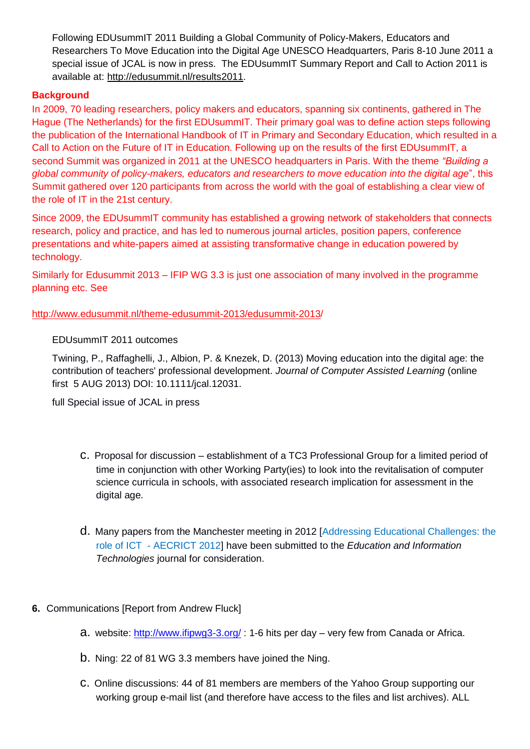Following EDUsummIT 2011 Building a Global Community of Policy-Makers, Educators and Researchers To Move Education into the Digital Age UNESCO Headquarters, Paris 8-10 June 2011 a special issue of JCAL is now in press. The EDUsummIT Summary Report and Call to Action 2011 is available at: http://edusummit.nl/results2011.

**Background**

In 2009, 70 leading researchers, policy makers and educators, spanning six continents, gathered in The Hague (The Netherlands) for the first EDUsummIT. Their primary goal was to define action steps following the publication of the International Handbook of IT in Primary and Secondary Education, which resulted in a Call to Action on the Future of IT in Education. Following up on the results of the first EDUsummIT, a second Summit was organized in 2011 at the UNESCO headquarters in Paris. With the theme *"Building a global community of policy-makers, educators and researchers to move education into the digital age*", this Summit gathered over 120 participants from across the world with the goal of establishing a clear view of the role of IT in the 21st century.

Since 2009, the EDUsummIT community has established a growing network of stakeholders that connects research, policy and practice, and has led to numerous journal articles, position papers, conference presentations and white-papers aimed at assisting transformative change in education powered by technology.

Similarly for Edusummit 2013 – IFIP WG 3.3 is just one association of many involved in the programme planning etc. See

http://www.edusummit.nl/theme-edusummit-2013/edusummit-2013/

EDUsummIT 2011 outcomes

Twining, P., Raffaghelli, J., Albion, P. & Knezek, D. (2013) Moving education into the digital age: the contribution of teachers' professional development. *Journal of Computer Assisted Learning* (online first 5 AUG 2013) DOI: 10.1111/jcal.12031.

full Special issue of JCAL in press

c. Proposal for discussion – establishment of a TC3 Professional Group for a limited period of time in conjunction with other Working Party(ies) to look into the revitalisation of computer science curricula in schools, with associated research implication for assessment in the digital age.

d. Many papers from the Manchester meeting in 2012 [Addressing Educational Challenges: the role of ICT - AECRICT 2012] have been submitted to the *Education and Information Technologies* journal for consideration.

**6.** Communications [Report from Andrew Fluck]

a. website: http://www.ifipwg3-3.org/ : 1-6 hits per day – very few from Canada or Africa.

b. Ning: 22 of 81 WG 3.3 members have joined the Ning.

c. Online discussions: 44 of 81 members are members of the Yahoo Group supporting our working group e-mail list (and therefore have access to the files and list archives). ALL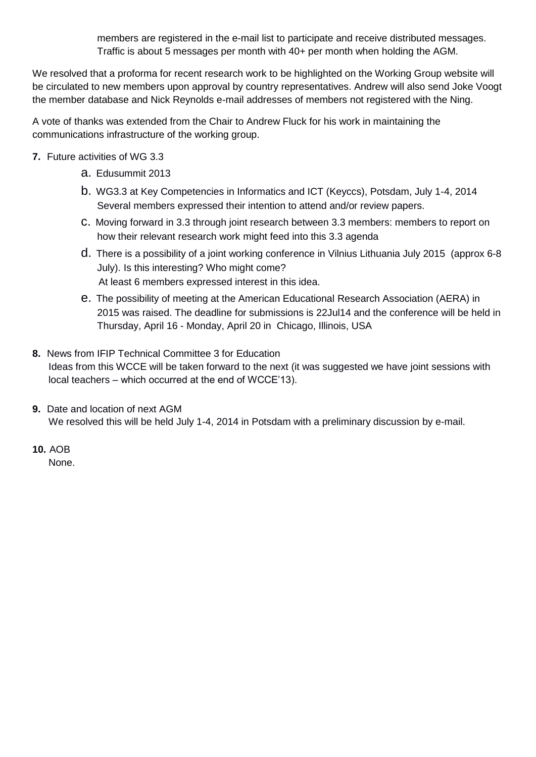members are registered in the e-mail list to participate and receive distributed messages. Traffic is about 5 messages per month with 40+ per month when holding the AGM.

We resolved that a proforma for recent research work to be highlighted on the Working Group website will be circulated to new members upon approval by country representatives. Andrew will also send Joke Voogt the member database and Nick Reynolds e-mail addresses of members not registered with the Ning.

A vote of thanks was extended from the Chair to Andrew Fluck for his work in maintaining the communications infrastructure of the working group.

**7.** Future activities of WG 3.3

a. Edusummit 2013

b. WG3.3 at Key Competencies in Informatics and ICT (Keyccs), Potsdam, July 1-4, 2014
Several members expressed their intention to attend and/or review papers.

c. Moving forward in 3.3 through joint research between 3.3 members: members to report on how their relevant research work might feed into this 3.3 agenda

d. There is a possibility of a joint working conference in Vilnius Lithuania July 2015 (approx 6-8 July). Is this interesting? Who might come?
At least 6 members expressed interest in this idea.

e. The possibility of meeting at the American Educational Research Association (AERA) in 2015 was raised. The deadline for submissions is 22Jul14 and the conference will be held in Thursday, April 16 - Monday, April 20 in Chicago, Illinois, USA

**8.** News from IFIP Technical Committee 3 for Education
Ideas from this WCCE will be taken forward to the next (it was suggested we have joint sessions with local teachers – which occurred at the end of WCCE'13).

**9.** Date and location of next AGM
We resolved this will be held July 1-4, 2014 in Potsdam with a preliminary discussion by e-mail.

**10.** AOB
None.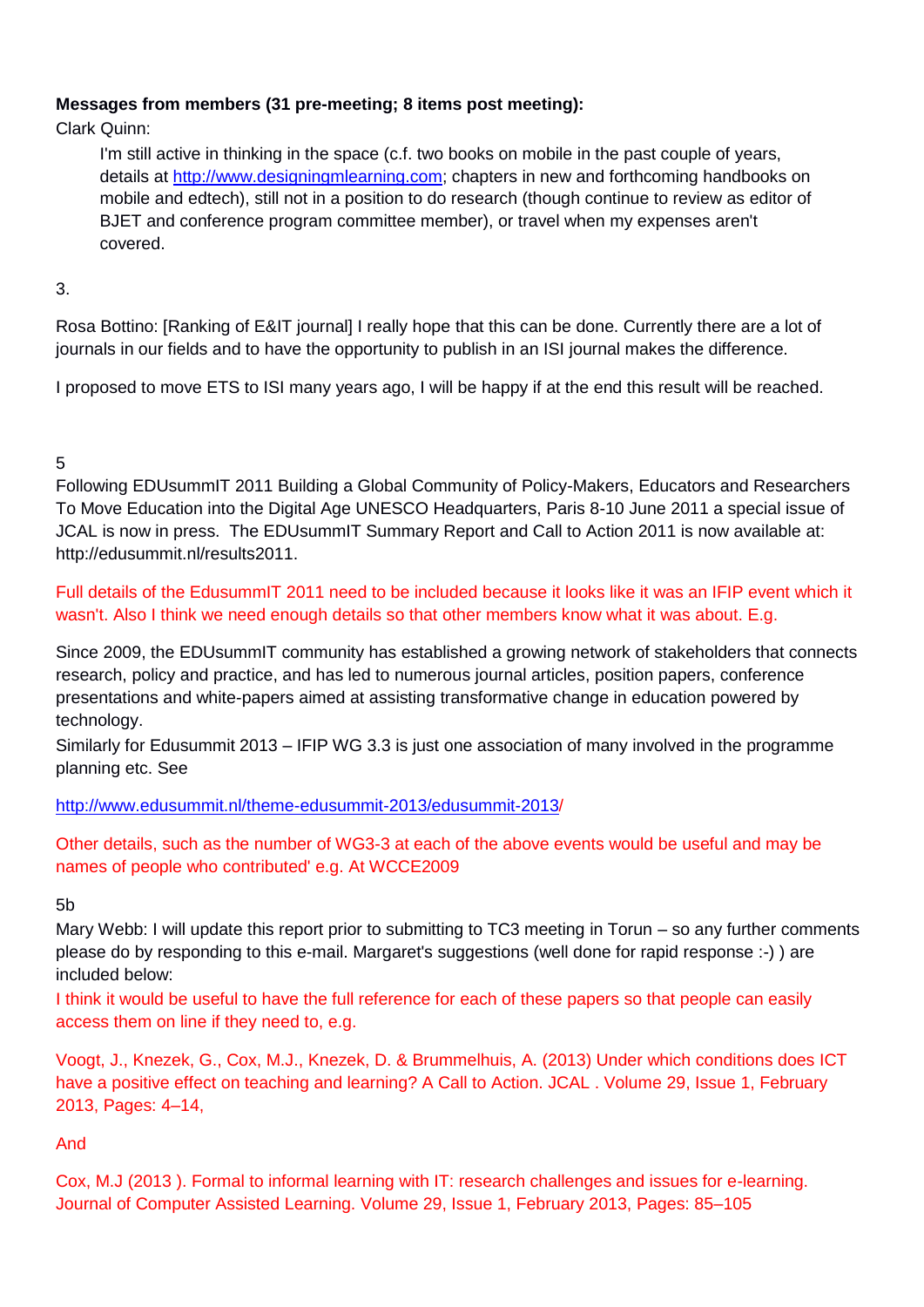**Messages from members (31 pre-meeting; 8 items post meeting):**

Clark Quinn:

> I'm still active in thinking in the space (c.f. two books on mobile in the past couple of years, details at http://www.designingmlearning.com; chapters in new and forthcoming handbooks on mobile and edtech), still not in a position to do research (though continue to review as editor of BJET and conference program committee member), or travel when my expenses aren't covered.

3.

Rosa Bottino: [Ranking of E&IT journal] I really hope that this can be done. Currently there are a lot of journals in our fields and to have the opportunity to publish in an ISI journal makes the difference.

I proposed to move ETS to ISI many years ago, I will be happy if at the end this result will be reached.

5

Following EDUsummIT 2011 Building a Global Community of Policy-Makers, Educators and Researchers To Move Education into the Digital Age UNESCO Headquarters, Paris 8-10 June 2011 a special issue of JCAL is now in press. The EDUsummIT Summary Report and Call to Action 2011 is now available at: http://edusummit.nl/results2011.

Full details of the EdusummIT 2011 need to be included because it looks like it was an IFIP event which it wasn't. Also I think we need enough details so that other members know what it was about. E.g.

Since 2009, the EDUsummIT community has established a growing network of stakeholders that connects research, policy and practice, and has led to numerous journal articles, position papers, conference presentations and white-papers aimed at assisting transformative change in education powered by technology.

Similarly for Edusummit 2013 – IFIP WG 3.3 is just one association of many involved in the programme planning etc. See

http://www.edusummit.nl/theme-edusummit-2013/edusummit-2013/

Other details, such as the number of WG3-3 at each of the above events would be useful and may be names of people who contributed' e.g. At WCCE2009

5b

Mary Webb: I will update this report prior to submitting to TC3 meeting in Torun – so any further comments please do by responding to this e-mail. Margaret's suggestions (well done for rapid response :-) ) are included below:

I think it would be useful to have the full reference for each of these papers so that people can easily access them on line if they need to, e.g.

Voogt, J., Knezek, G., Cox, M.J., Knezek, D. & Brummelhuis, A. (2013) Under which conditions does ICT have a positive effect on teaching and learning? A Call to Action. JCAL . Volume 29, Issue 1, February 2013, Pages: 4–14,

And

Cox, M.J (2013 ). Formal to informal learning with IT: research challenges and issues for e-learning. Journal of Computer Assisted Learning. Volume 29, Issue 1, February 2013, Pages: 85–105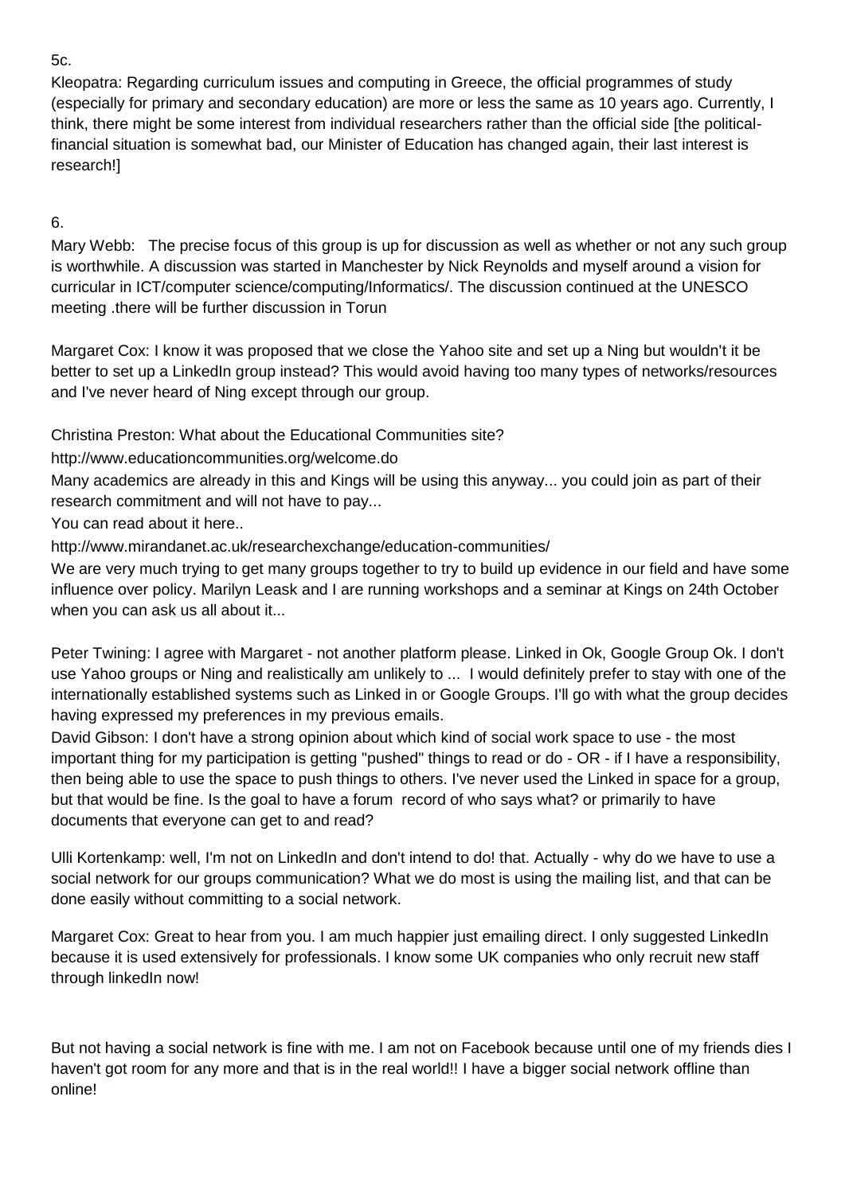5c.

Kleopatra: Regarding curriculum issues and computing in Greece, the official programmes of study (especially for primary and secondary education) are more or less the same as 10 years ago. Currently, I think, there might be some interest from individual researchers rather than the official side [the political-financial situation is somewhat bad, our Minister of Education has changed again, their last interest is research!]

6.

Mary Webb: The precise focus of this group is up for discussion as well as whether or not any such group is worthwhile. A discussion was started in Manchester by Nick Reynolds and myself around a vision for curricular in ICT/computer science/computing/Informatics/. The discussion continued at the UNESCO meeting .there will be further discussion in Torun

Margaret Cox: I know it was proposed that we close the Yahoo site and set up a Ning but wouldn't it be better to set up a LinkedIn group instead? This would avoid having too many types of networks/resources and I've never heard of Ning except through our group.

Christina Preston: What about the Educational Communities site?

http://www.educationcommunities.org/welcome.do

Many academics are already in this and Kings will be using this anyway... you could join as part of their research commitment and will not have to pay...

You can read about it here..

http://www.mirandanet.ac.uk/researchexchange/education-communities/

We are very much trying to get many groups together to try to build up evidence in our field and have some influence over policy. Marilyn Leask and I are running workshops and a seminar at Kings on 24th October when you can ask us all about it...

Peter Twining: I agree with Margaret - not another platform please. Linked in Ok, Google Group Ok. I don't use Yahoo groups or Ning and realistically am unlikely to ... I would definitely prefer to stay with one of the internationally established systems such as Linked in or Google Groups. I'll go with what the group decides having expressed my preferences in my previous emails.

David Gibson: I don't have a strong opinion about which kind of social work space to use - the most important thing for my participation is getting "pushed" things to read or do - OR - if I have a responsibility, then being able to use the space to push things to others. I've never used the Linked in space for a group, but that would be fine. Is the goal to have a forum record of who says what? or primarily to have documents that everyone can get to and read?

Ulli Kortenkamp: well, I'm not on LinkedIn and don't intend to do! that. Actually - why do we have to use a social network for our groups communication? What we do most is using the mailing list, and that can be done easily without committing to a social network.

Margaret Cox: Great to hear from you. I am much happier just emailing direct. I only suggested LinkedIn because it is used extensively for professionals. I know some UK companies who only recruit new staff through linkedIn now!

But not having a social network is fine with me. I am not on Facebook because until one of my friends dies I haven't got room for any more and that is in the real world!! I have a bigger social network offline than online!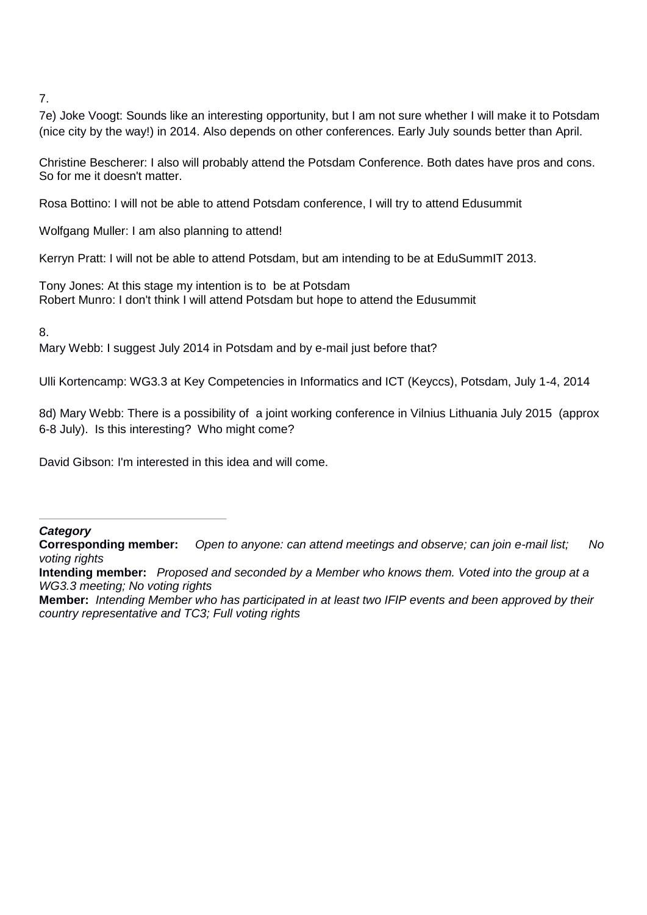7.

7e) Joke Voogt: Sounds like an interesting opportunity, but I am not sure whether I will make it to Potsdam (nice city by the way!) in 2014. Also depends on other conferences. Early July sounds better than April.

Christine Bescherer: I also will probably attend the Potsdam Conference. Both dates have pros and cons. So for me it doesn't matter.

Rosa Bottino: I will not be able to attend Potsdam conference, I will try to attend Edusummit

Wolfgang Muller: I am also planning to attend!

Kerryn Pratt: I will not be able to attend Potsdam, but am intending to be at EduSummIT 2013.

Tony Jones: At this stage my intention is to be at Potsdam
Robert Munro: I don't think I will attend Potsdam but hope to attend the Edusummit

8.

Mary Webb: I suggest July 2014 in Potsdam and by e-mail just before that?

Ulli Kortencamp: WG3.3 at Key Competencies in Informatics and ICT (Keyccs), Potsdam, July 1-4, 2014

8d) Mary Webb: There is a possibility of a joint working conference in Vilnius Lithuania July 2015 (approx 6-8 July). Is this interesting? Who might come?

David Gibson: I'm interested in this idea and will come.

---

***Category***

**Corresponding member:** *Open to anyone: can attend meetings and observe; can join e-mail list; No voting rights*

**Intending member:** *Proposed and seconded by a Member who knows them. Voted into the group at a WG3.3 meeting; No voting rights*

**Member:** *Intending Member who has participated in at least two IFIP events and been approved by their country representative and TC3; Full voting rights*